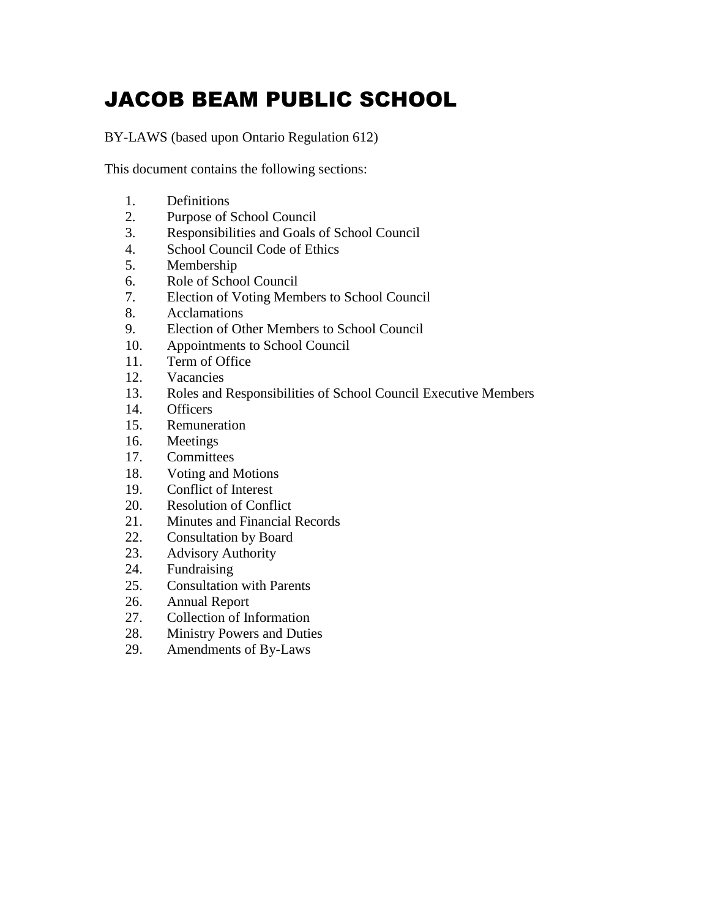# JACOB BEAM PUBLIC SCHOOL

BY-LAWS (based upon Ontario Regulation 612)

This document contains the following sections:

1. Definitions
2. Purpose of School Council
3. Responsibilities and Goals of School Council
4. School Council Code of Ethics
5. Membership
6. Role of School Council
7. Election of Voting Members to School Council
8. Acclamations
9. Election of Other Members to School Council
10. Appointments to School Council
11. Term of Office
12. Vacancies
13. Roles and Responsibilities of School Council Executive Members
14. Officers
15. Remuneration
16. Meetings
17. Committees
18. Voting and Motions
19. Conflict of Interest
20. Resolution of Conflict
21. Minutes and Financial Records
22. Consultation by Board
23. Advisory Authority
24. Fundraising
25. Consultation with Parents
26. Annual Report
27. Collection of Information
28. Ministry Powers and Duties
29. Amendments of By-Laws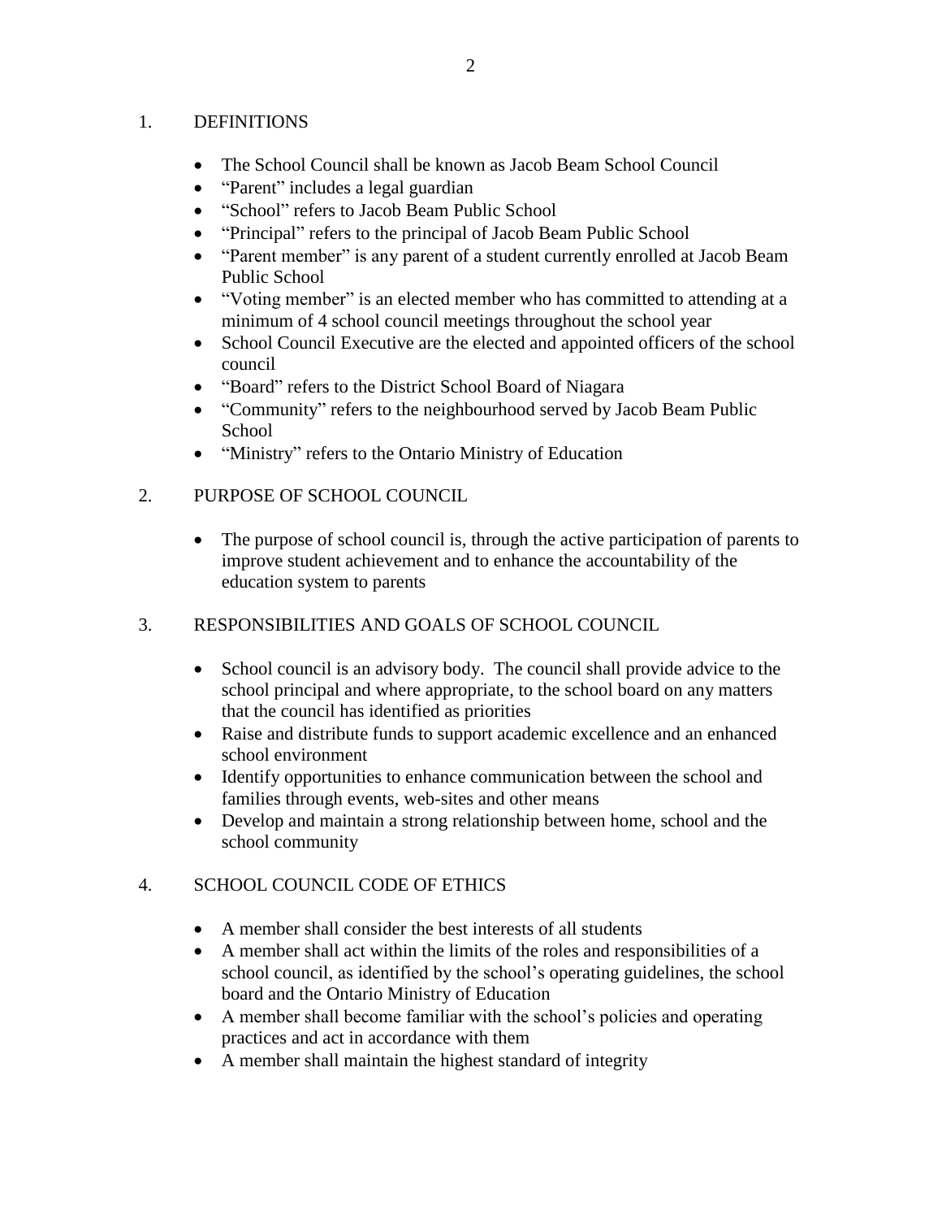## 1. DEFINITIONS

- The School Council shall be known as Jacob Beam School Council
- "Parent" includes a legal guardian
- "School" refers to Jacob Beam Public School
- "Principal" refers to the principal of Jacob Beam Public School
- "Parent member" is any parent of a student currently enrolled at Jacob Beam Public School
- "Voting member" is an elected member who has committed to attending at a minimum of 4 school council meetings throughout the school year
- School Council Executive are the elected and appointed officers of the school council
- "Board" refers to the District School Board of Niagara
- "Community" refers to the neighbourhood served by Jacob Beam Public School
- "Ministry" refers to the Ontario Ministry of Education

## 2. PURPOSE OF SCHOOL COUNCIL

- The purpose of school council is, through the active participation of parents to improve student achievement and to enhance the accountability of the education system to parents

## 3. RESPONSIBILITIES AND GOALS OF SCHOOL COUNCIL

- School council is an advisory body. The council shall provide advice to the school principal and where appropriate, to the school board on any matters that the council has identified as priorities
- Raise and distribute funds to support academic excellence and an enhanced school environment
- Identify opportunities to enhance communication between the school and families through events, web-sites and other means
- Develop and maintain a strong relationship between home, school and the school community

## 4. SCHOOL COUNCIL CODE OF ETHICS

- A member shall consider the best interests of all students
- A member shall act within the limits of the roles and responsibilities of a school council, as identified by the school's operating guidelines, the school board and the Ontario Ministry of Education
- A member shall become familiar with the school's policies and operating practices and act in accordance with them
- A member shall maintain the highest standard of integrity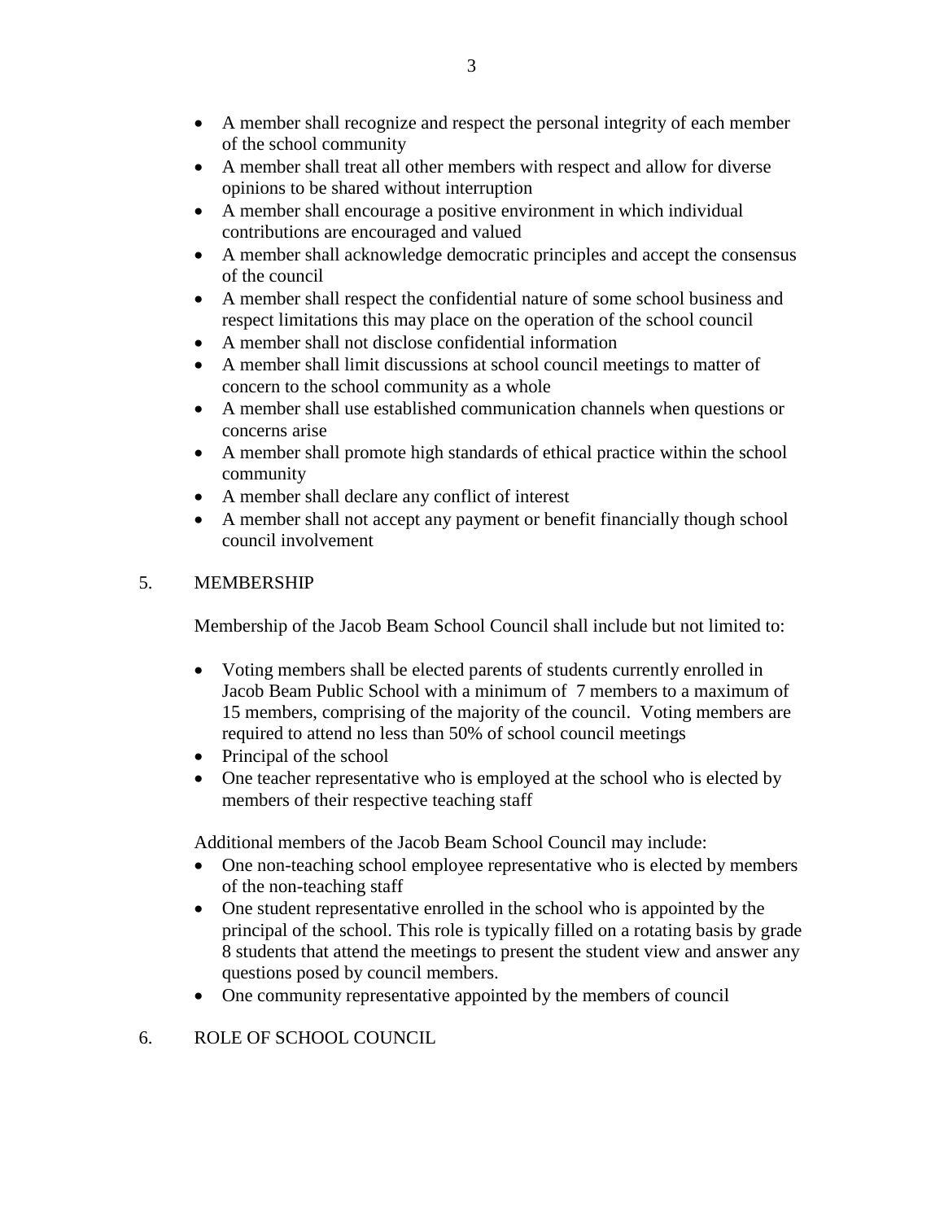- A member shall recognize and respect the personal integrity of each member of the school community
- A member shall treat all other members with respect and allow for diverse opinions to be shared without interruption
- A member shall encourage a positive environment in which individual contributions are encouraged and valued
- A member shall acknowledge democratic principles and accept the consensus of the council
- A member shall respect the confidential nature of some school business and respect limitations this may place on the operation of the school council
- A member shall not disclose confidential information
- A member shall limit discussions at school council meetings to matter of concern to the school community as a whole
- A member shall use established communication channels when questions or concerns arise
- A member shall promote high standards of ethical practice within the school community
- A member shall declare any conflict of interest
- A member shall not accept any payment or benefit financially though school council involvement

## 5. MEMBERSHIP

Membership of the Jacob Beam School Council shall include but not limited to:

- Voting members shall be elected parents of students currently enrolled in Jacob Beam Public School with a minimum of 7 members to a maximum of 15 members, comprising of the majority of the council. Voting members are required to attend no less than 50% of school council meetings
- Principal of the school
- One teacher representative who is employed at the school who is elected by members of their respective teaching staff

Additional members of the Jacob Beam School Council may include:

- One non-teaching school employee representative who is elected by members of the non-teaching staff
- One student representative enrolled in the school who is appointed by the principal of the school. This role is typically filled on a rotating basis by grade 8 students that attend the meetings to present the student view and answer any questions posed by council members.
- One community representative appointed by the members of council

## 6. ROLE OF SCHOOL COUNCIL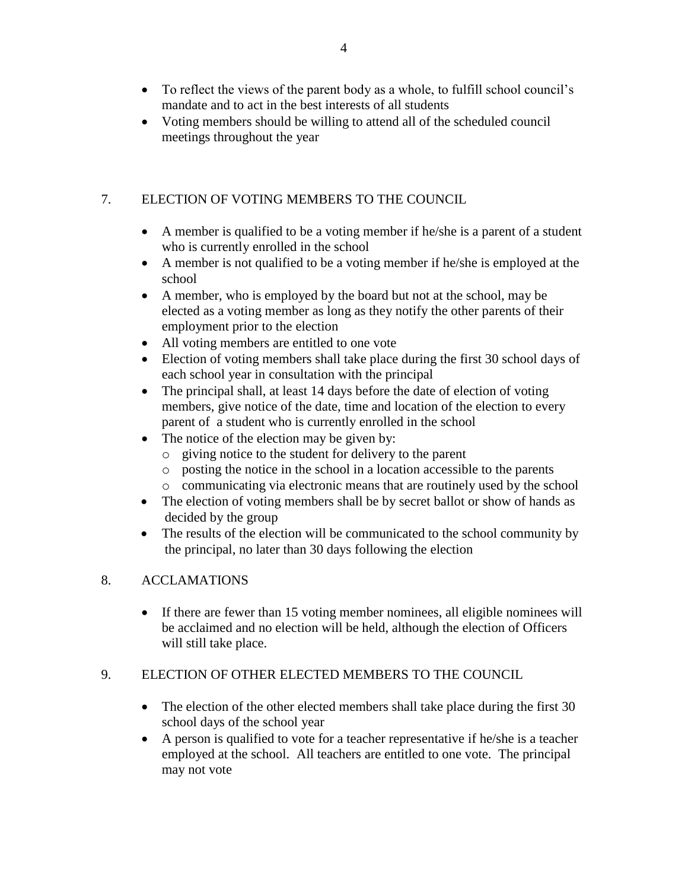- To reflect the views of the parent body as a whole, to fulfill school council's mandate and to act in the best interests of all students
- Voting members should be willing to attend all of the scheduled council meetings throughout the year

## 7. ELECTION OF VOTING MEMBERS TO THE COUNCIL

- A member is qualified to be a voting member if he/she is a parent of a student who is currently enrolled in the school
- A member is not qualified to be a voting member if he/she is employed at the school
- A member, who is employed by the board but not at the school, may be elected as a voting member as long as they notify the other parents of their employment prior to the election
- All voting members are entitled to one vote
- Election of voting members shall take place during the first 30 school days of each school year in consultation with the principal
- The principal shall, at least 14 days before the date of election of voting members, give notice of the date, time and location of the election to every parent of a student who is currently enrolled in the school
- The notice of the election may be given by:
  - giving notice to the student for delivery to the parent
  - posting the notice in the school in a location accessible to the parents
  - communicating via electronic means that are routinely used by the school
- The election of voting members shall be by secret ballot or show of hands as decided by the group
- The results of the election will be communicated to the school community by the principal, no later than 30 days following the election

## 8. ACCLAMATIONS

- If there are fewer than 15 voting member nominees, all eligible nominees will be acclaimed and no election will be held, although the election of Officers will still take place.

## 9. ELECTION OF OTHER ELECTED MEMBERS TO THE COUNCIL

- The election of the other elected members shall take place during the first 30 school days of the school year
- A person is qualified to vote for a teacher representative if he/she is a teacher employed at the school. All teachers are entitled to one vote. The principal may not vote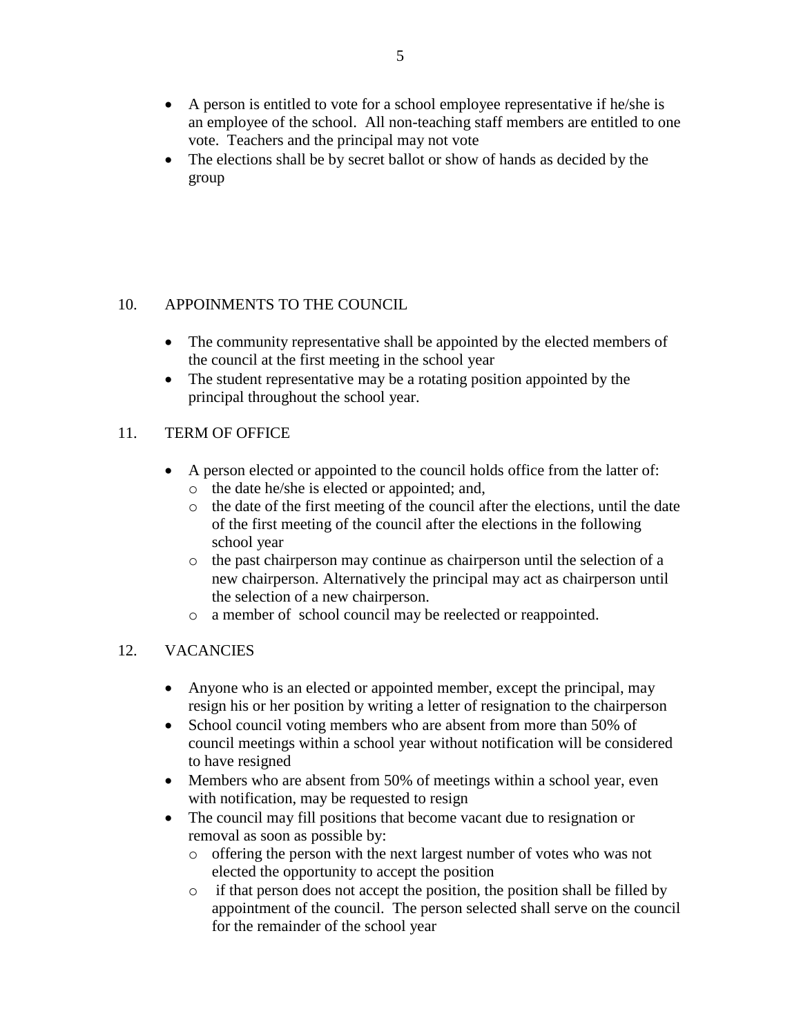- A person is entitled to vote for a school employee representative if he/she is an employee of the school. All non-teaching staff members are entitled to one vote. Teachers and the principal may not vote
- The elections shall be by secret ballot or show of hands as decided by the group

## 10. APPOINMENTS TO THE COUNCIL

- The community representative shall be appointed by the elected members of the council at the first meeting in the school year
- The student representative may be a rotating position appointed by the principal throughout the school year.

## 11. TERM OF OFFICE

- A person elected or appointed to the council holds office from the latter of:
  - the date he/she is elected or appointed; and,
  - the date of the first meeting of the council after the elections, until the date of the first meeting of the council after the elections in the following school year
  - the past chairperson may continue as chairperson until the selection of a new chairperson. Alternatively the principal may act as chairperson until the selection of a new chairperson.
  - a member of school council may be reelected or reappointed.

## 12. VACANCIES

- Anyone who is an elected or appointed member, except the principal, may resign his or her position by writing a letter of resignation to the chairperson
- School council voting members who are absent from more than 50% of council meetings within a school year without notification will be considered to have resigned
- Members who are absent from 50% of meetings within a school year, even with notification, may be requested to resign
- The council may fill positions that become vacant due to resignation or removal as soon as possible by:
  - offering the person with the next largest number of votes who was not elected the opportunity to accept the position
  - if that person does not accept the position, the position shall be filled by appointment of the council. The person selected shall serve on the council for the remainder of the school year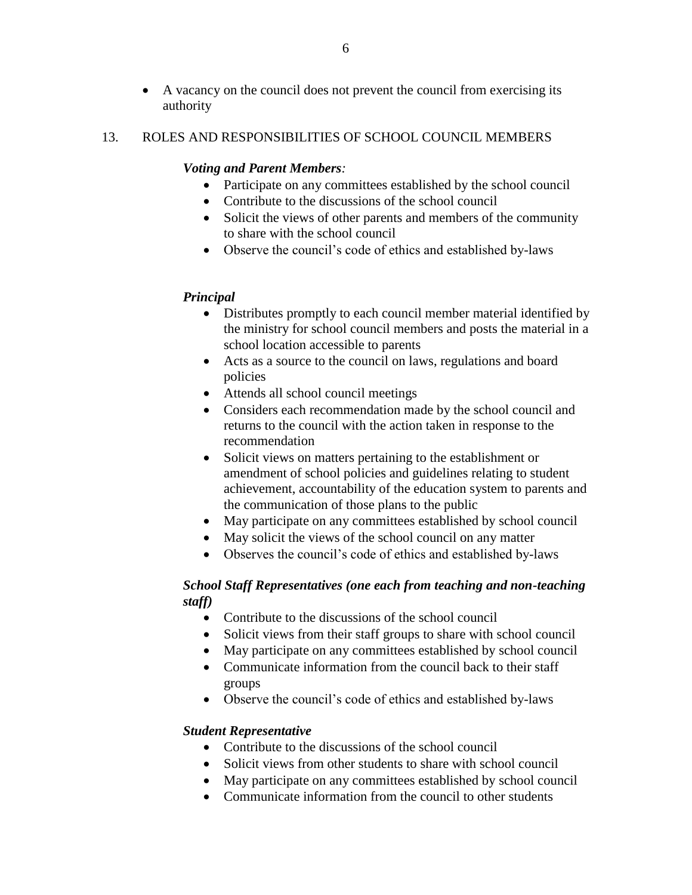- A vacancy on the council does not prevent the council from exercising its authority

## 13. ROLES AND RESPONSIBILITIES OF SCHOOL COUNCIL MEMBERS

***Voting and Parent Members:***

- Participate on any committees established by the school council
- Contribute to the discussions of the school council
- Solicit the views of other parents and members of the community to share with the school council
- Observe the council's code of ethics and established by-laws

***Principal***

- Distributes promptly to each council member material identified by the ministry for school council members and posts the material in a school location accessible to parents
- Acts as a source to the council on laws, regulations and board policies
- Attends all school council meetings
- Considers each recommendation made by the school council and returns to the council with the action taken in response to the recommendation
- Solicit views on matters pertaining to the establishment or amendment of school policies and guidelines relating to student achievement, accountability of the education system to parents and the communication of those plans to the public
- May participate on any committees established by school council
- May solicit the views of the school council on any matter
- Observes the council's code of ethics and established by-laws

***School Staff Representatives (one each from teaching and non-teaching staff)***

- Contribute to the discussions of the school council
- Solicit views from their staff groups to share with school council
- May participate on any committees established by school council
- Communicate information from the council back to their staff groups
- Observe the council's code of ethics and established by-laws

***Student Representative***

- Contribute to the discussions of the school council
- Solicit views from other students to share with school council
- May participate on any committees established by school council
- Communicate information from the council to other students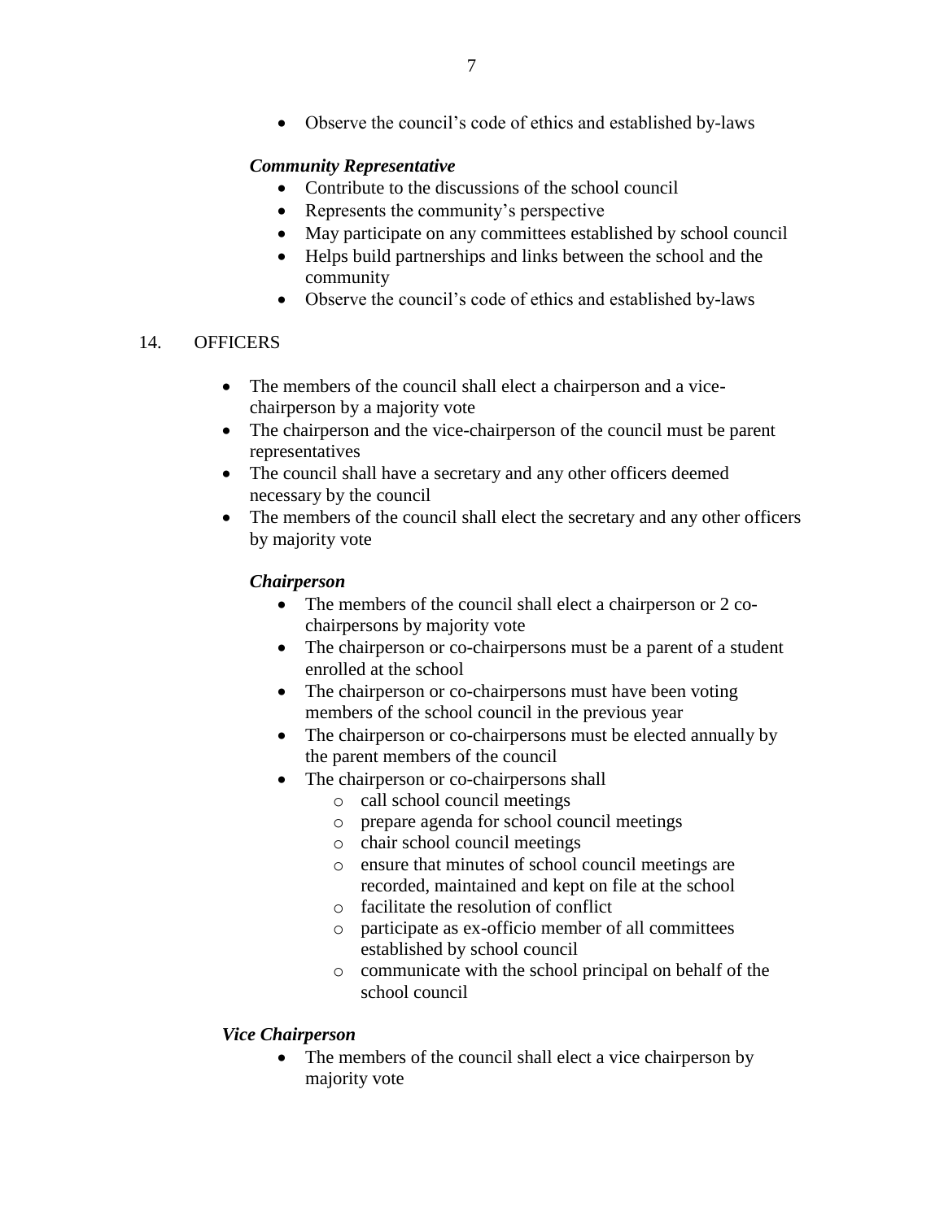- Observe the council's code of ethics and established by-laws

***Community Representative***

- Contribute to the discussions of the school council
- Represents the community's perspective
- May participate on any committees established by school council
- Helps build partnerships and links between the school and the community
- Observe the council's code of ethics and established by-laws

## 14. OFFICERS

- The members of the council shall elect a chairperson and a vice-chairperson by a majority vote
- The chairperson and the vice-chairperson of the council must be parent representatives
- The council shall have a secretary and any other officers deemed necessary by the council
- The members of the council shall elect the secretary and any other officers by majority vote

***Chairperson***

- The members of the council shall elect a chairperson or 2 co-chairpersons by majority vote
- The chairperson or co-chairpersons must be a parent of a student enrolled at the school
- The chairperson or co-chairpersons must have been voting members of the school council in the previous year
- The chairperson or co-chairpersons must be elected annually by the parent members of the council
- The chairperson or co-chairpersons shall
  - call school council meetings
  - prepare agenda for school council meetings
  - chair school council meetings
  - ensure that minutes of school council meetings are recorded, maintained and kept on file at the school
  - facilitate the resolution of conflict
  - participate as ex-officio member of all committees established by school council
  - communicate with the school principal on behalf of the school council

***Vice Chairperson***

- The members of the council shall elect a vice chairperson by majority vote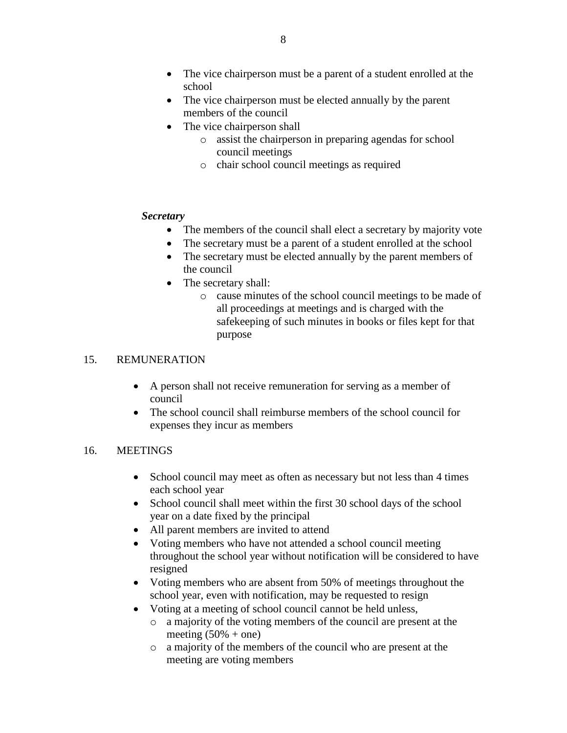- The vice chairperson must be a parent of a student enrolled at the school
- The vice chairperson must be elected annually by the parent members of the council
- The vice chairperson shall
  - assist the chairperson in preparing agendas for school council meetings
  - chair school council meetings as required

***Secretary***

- The members of the council shall elect a secretary by majority vote
- The secretary must be a parent of a student enrolled at the school
- The secretary must be elected annually by the parent members of the council
- The secretary shall:
  - cause minutes of the school council meetings to be made of all proceedings at meetings and is charged with the safekeeping of such minutes in books or files kept for that purpose

## 15. REMUNERATION

- A person shall not receive remuneration for serving as a member of council
- The school council shall reimburse members of the school council for expenses they incur as members

## 16. MEETINGS

- School council may meet as often as necessary but not less than 4 times each school year
- School council shall meet within the first 30 school days of the school year on a date fixed by the principal
- All parent members are invited to attend
- Voting members who have not attended a school council meeting throughout the school year without notification will be considered to have resigned
- Voting members who are absent from 50% of meetings throughout the school year, even with notification, may be requested to resign
- Voting at a meeting of school council cannot be held unless,
  - a majority of the voting members of the council are present at the meeting (50% + one)
  - a majority of the members of the council who are present at the meeting are voting members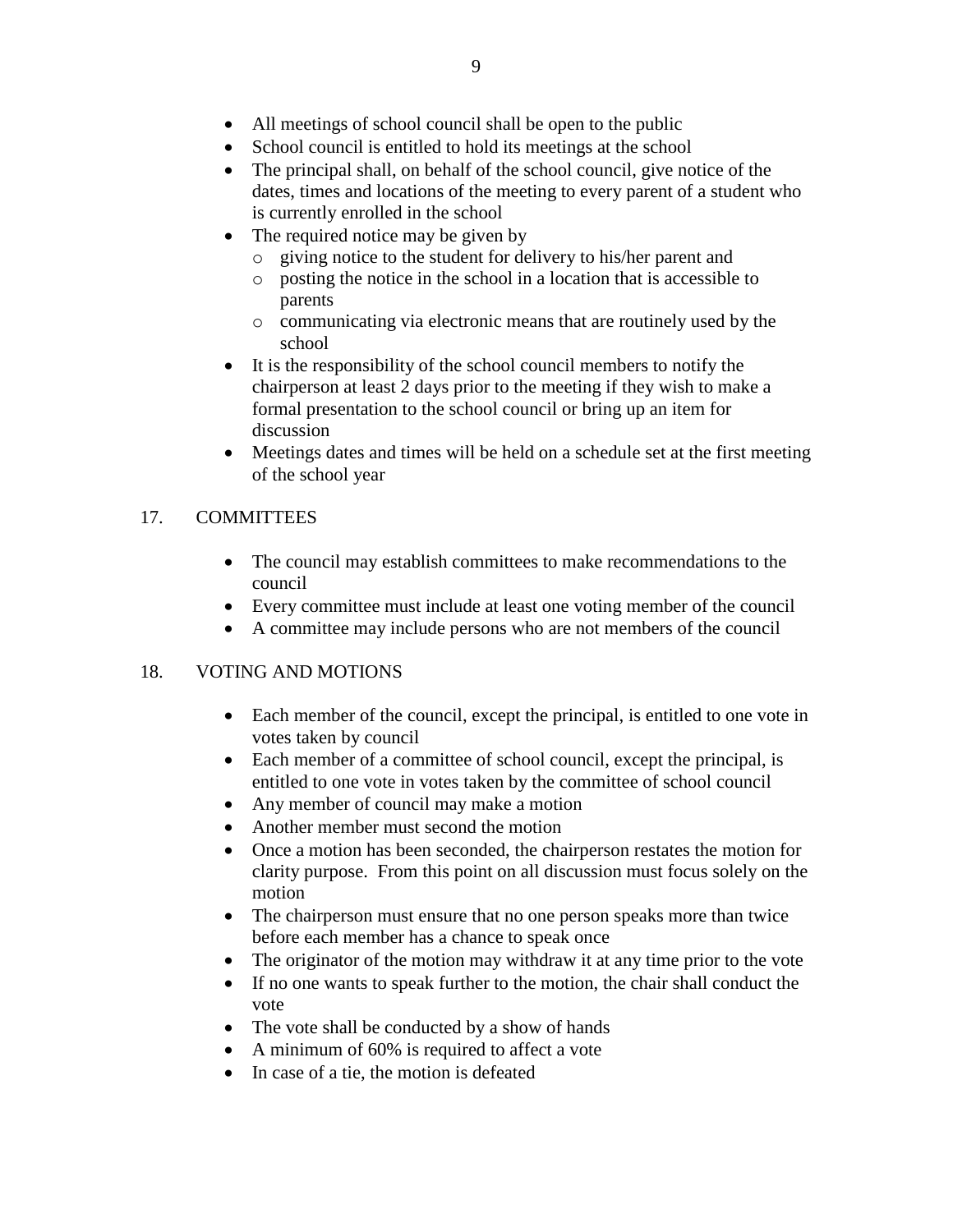- All meetings of school council shall be open to the public
- School council is entitled to hold its meetings at the school
- The principal shall, on behalf of the school council, give notice of the dates, times and locations of the meeting to every parent of a student who is currently enrolled in the school
- The required notice may be given by
  - giving notice to the student for delivery to his/her parent and
  - posting the notice in the school in a location that is accessible to parents
  - communicating via electronic means that are routinely used by the school
- It is the responsibility of the school council members to notify the chairperson at least 2 days prior to the meeting if they wish to make a formal presentation to the school council or bring up an item for discussion
- Meetings dates and times will be held on a schedule set at the first meeting of the school year

## 17. COMMITTEES

- The council may establish committees to make recommendations to the council
- Every committee must include at least one voting member of the council
- A committee may include persons who are not members of the council

## 18. VOTING AND MOTIONS

- Each member of the council, except the principal, is entitled to one vote in votes taken by council
- Each member of a committee of school council, except the principal, is entitled to one vote in votes taken by the committee of school council
- Any member of council may make a motion
- Another member must second the motion
- Once a motion has been seconded, the chairperson restates the motion for clarity purpose. From this point on all discussion must focus solely on the motion
- The chairperson must ensure that no one person speaks more than twice before each member has a chance to speak once
- The originator of the motion may withdraw it at any time prior to the vote
- If no one wants to speak further to the motion, the chair shall conduct the vote
- The vote shall be conducted by a show of hands
- A minimum of 60% is required to affect a vote
- In case of a tie, the motion is defeated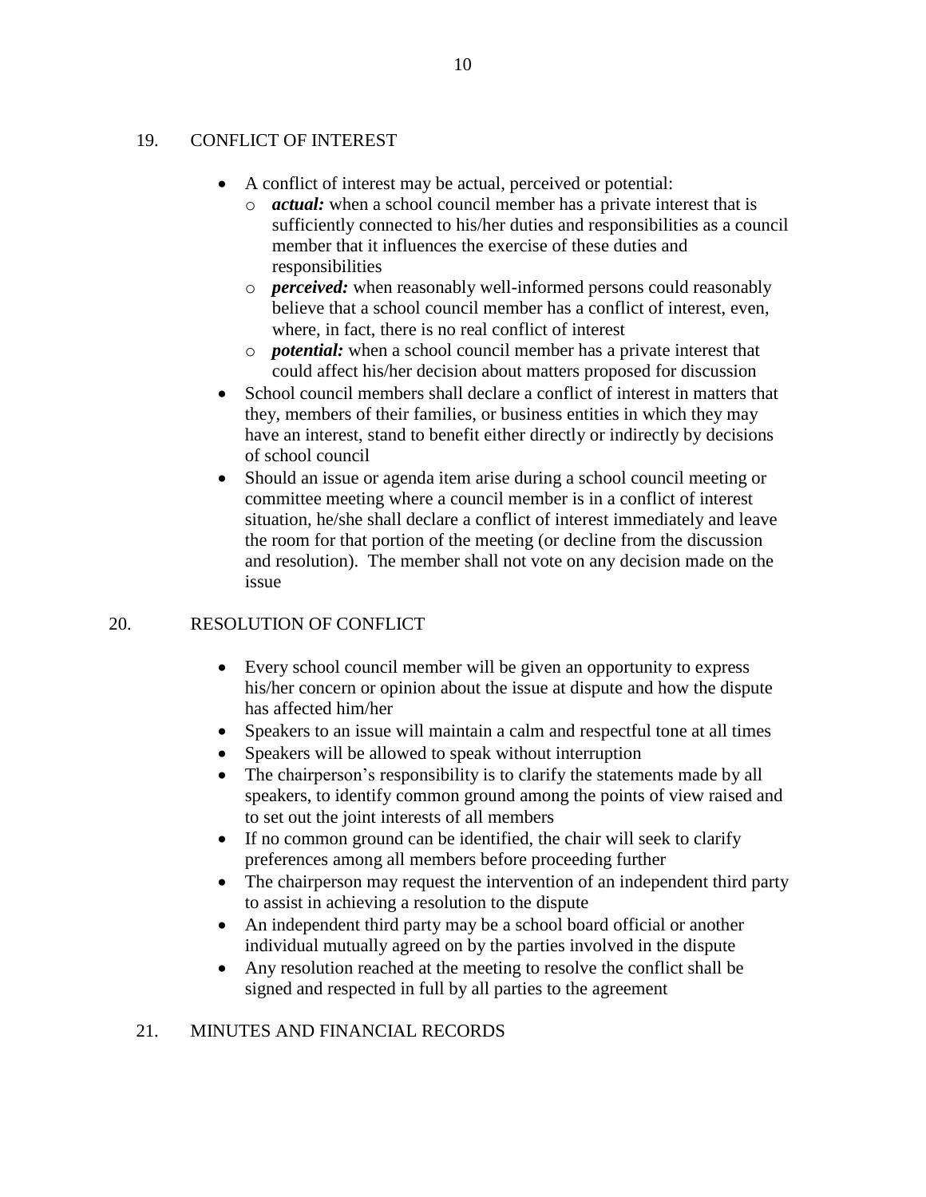## 19. CONFLICT OF INTEREST

- A conflict of interest may be actual, perceived or potential:
  - ***actual:*** when a school council member has a private interest that is sufficiently connected to his/her duties and responsibilities as a council member that it influences the exercise of these duties and responsibilities
  - ***perceived:*** when reasonably well-informed persons could reasonably believe that a school council member has a conflict of interest, even, where, in fact, there is no real conflict of interest
  - ***potential:*** when a school council member has a private interest that could affect his/her decision about matters proposed for discussion
- School council members shall declare a conflict of interest in matters that they, members of their families, or business entities in which they may have an interest, stand to benefit either directly or indirectly by decisions of school council
- Should an issue or agenda item arise during a school council meeting or committee meeting where a council member is in a conflict of interest situation, he/she shall declare a conflict of interest immediately and leave the room for that portion of the meeting (or decline from the discussion and resolution). The member shall not vote on any decision made on the issue

## 20. RESOLUTION OF CONFLICT

- Every school council member will be given an opportunity to express his/her concern or opinion about the issue at dispute and how the dispute has affected him/her
- Speakers to an issue will maintain a calm and respectful tone at all times
- Speakers will be allowed to speak without interruption
- The chairperson's responsibility is to clarify the statements made by all speakers, to identify common ground among the points of view raised and to set out the joint interests of all members
- If no common ground can be identified, the chair will seek to clarify preferences among all members before proceeding further
- The chairperson may request the intervention of an independent third party to assist in achieving a resolution to the dispute
- An independent third party may be a school board official or another individual mutually agreed on by the parties involved in the dispute
- Any resolution reached at the meeting to resolve the conflict shall be signed and respected in full by all parties to the agreement

## 21. MINUTES AND FINANCIAL RECORDS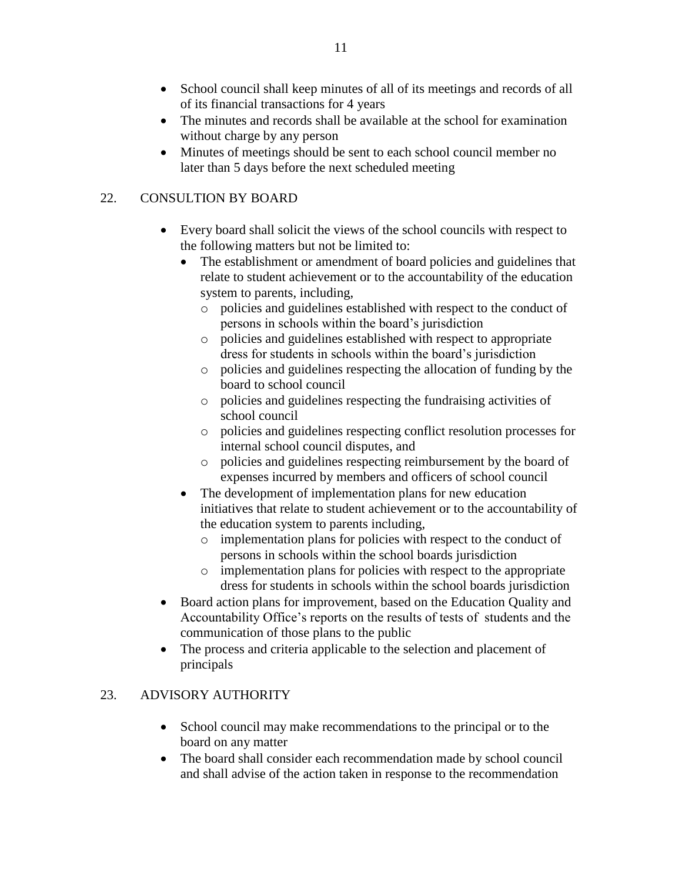- School council shall keep minutes of all of its meetings and records of all of its financial transactions for 4 years
- The minutes and records shall be available at the school for examination without charge by any person
- Minutes of meetings should be sent to each school council member no later than 5 days before the next scheduled meeting

## 22. CONSULTION BY BOARD

- Every board shall solicit the views of the school councils with respect to the following matters but not be limited to:
  - The establishment or amendment of board policies and guidelines that relate to student achievement or to the accountability of the education system to parents, including,
    - policies and guidelines established with respect to the conduct of persons in schools within the board's jurisdiction
    - policies and guidelines established with respect to appropriate dress for students in schools within the board's jurisdiction
    - policies and guidelines respecting the allocation of funding by the board to school council
    - policies and guidelines respecting the fundraising activities of school council
    - policies and guidelines respecting conflict resolution processes for internal school council disputes, and
    - policies and guidelines respecting reimbursement by the board of expenses incurred by members and officers of school council
  - The development of implementation plans for new education initiatives that relate to student achievement or to the accountability of the education system to parents including,
    - implementation plans for policies with respect to the conduct of persons in schools within the school boards jurisdiction
    - implementation plans for policies with respect to the appropriate dress for students in schools within the school boards jurisdiction
- Board action plans for improvement, based on the Education Quality and Accountability Office's reports on the results of tests of students and the communication of those plans to the public
- The process and criteria applicable to the selection and placement of principals

## 23. ADVISORY AUTHORITY

- School council may make recommendations to the principal or to the board on any matter
- The board shall consider each recommendation made by school council and shall advise of the action taken in response to the recommendation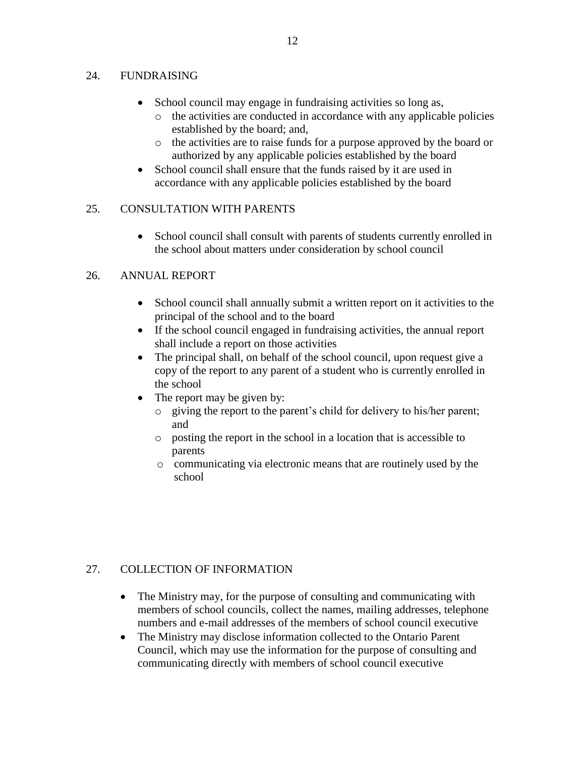## 24. FUNDRAISING

- School council may engage in fundraising activities so long as,
  - the activities are conducted in accordance with any applicable policies established by the board; and,
  - the activities are to raise funds for a purpose approved by the board or authorized by any applicable policies established by the board
- School council shall ensure that the funds raised by it are used in accordance with any applicable policies established by the board

## 25. CONSULTATION WITH PARENTS

- School council shall consult with parents of students currently enrolled in the school about matters under consideration by school council

## 26. ANNUAL REPORT

- School council shall annually submit a written report on it activities to the principal of the school and to the board
- If the school council engaged in fundraising activities, the annual report shall include a report on those activities
- The principal shall, on behalf of the school council, upon request give a copy of the report to any parent of a student who is currently enrolled in the school
- The report may be given by:
  - giving the report to the parent's child for delivery to his/her parent; and
  - posting the report in the school in a location that is accessible to parents
  - communicating via electronic means that are routinely used by the school

## 27. COLLECTION OF INFORMATION

- The Ministry may, for the purpose of consulting and communicating with members of school councils, collect the names, mailing addresses, telephone numbers and e-mail addresses of the members of school council executive
- The Ministry may disclose information collected to the Ontario Parent Council, which may use the information for the purpose of consulting and communicating directly with members of school council executive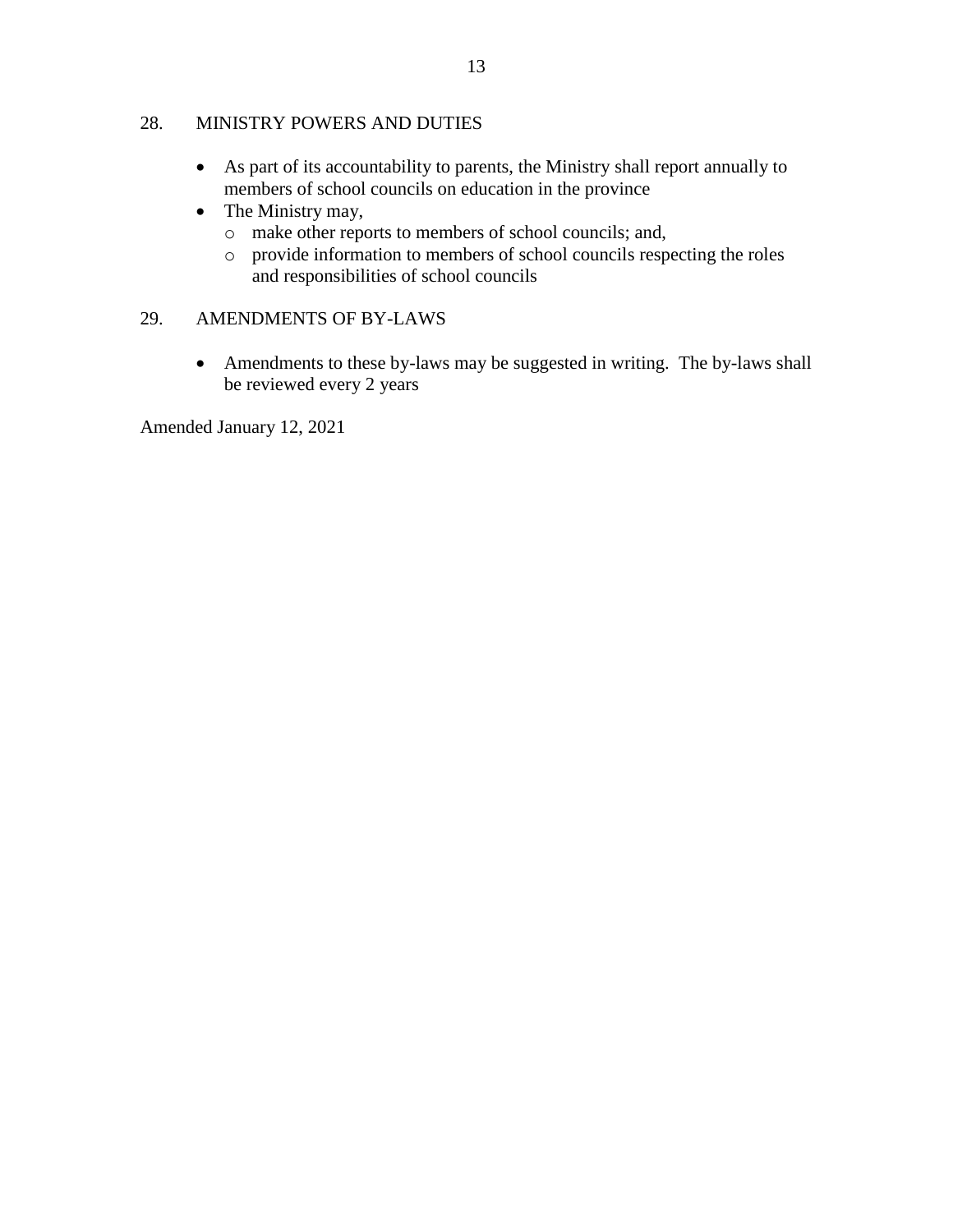## 28. MINISTRY POWERS AND DUTIES

- As part of its accountability to parents, the Ministry shall report annually to members of school councils on education in the province
- The Ministry may,
  - make other reports to members of school councils; and,
  - provide information to members of school councils respecting the roles and responsibilities of school councils

## 29. AMENDMENTS OF BY-LAWS

- Amendments to these by-laws may be suggested in writing. The by-laws shall be reviewed every 2 years

Amended January 12, 2021